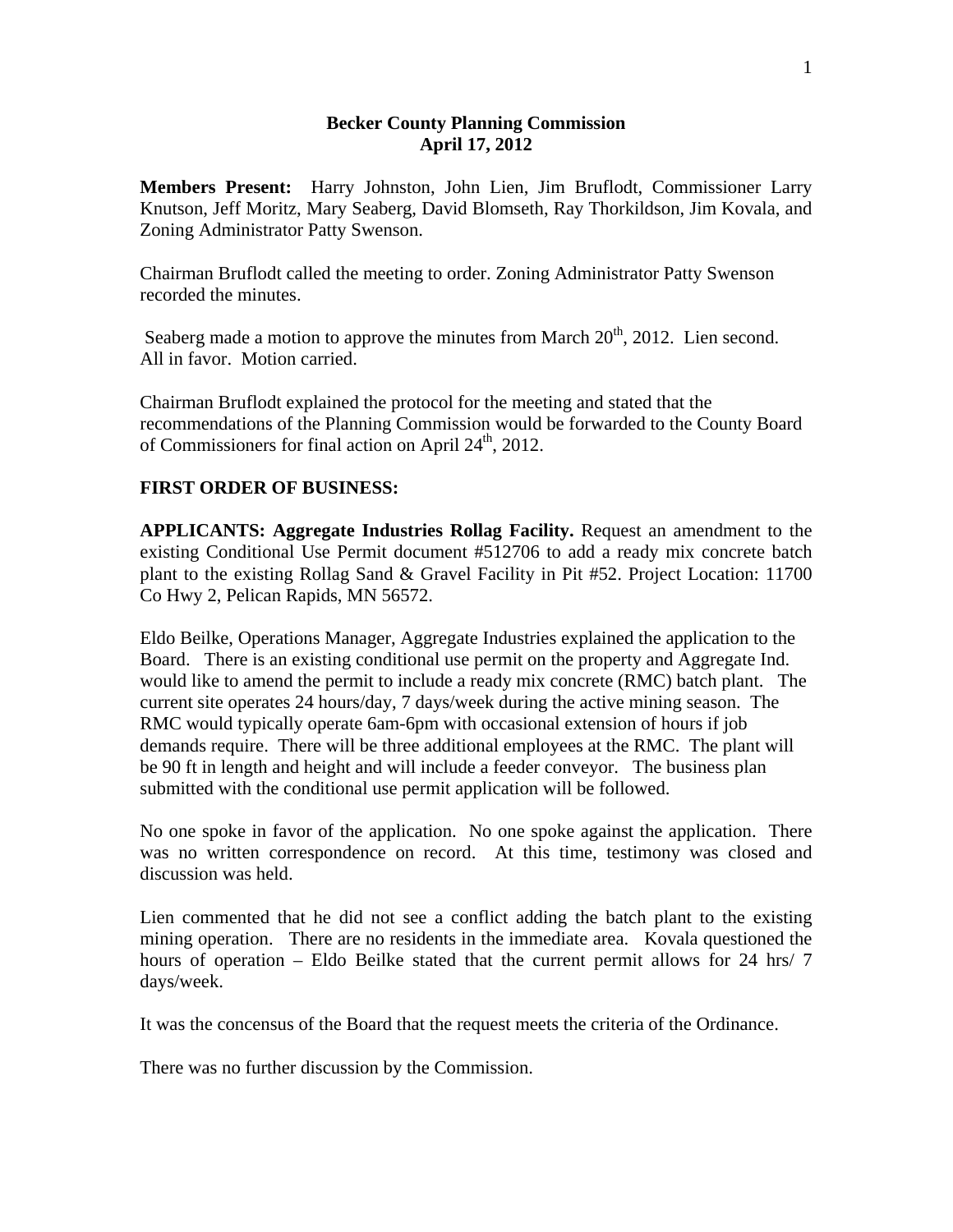# Becker County Planning Commission
## April 17, 2012

**Members Present:** Harry Johnston, John Lien, Jim Bruflodt, Commissioner Larry Knutson, Jeff Moritz, Mary Seaberg, David Blomseth, Ray Thorkildson, Jim Kovala, and Zoning Administrator Patty Swenson.

Chairman Bruflodt called the meeting to order. Zoning Administrator Patty Swenson recorded the minutes.

Seaberg made a motion to approve the minutes from March 20th, 2012. Lien second. All in favor. Motion carried.

Chairman Bruflodt explained the protocol for the meeting and stated that the recommendations of the Planning Commission would be forwarded to the County Board of Commissioners for final action on April 24th, 2012.

**FIRST ORDER OF BUSINESS:**

**APPLICANTS: Aggregate Industries Rollag Facility.** Request an amendment to the existing Conditional Use Permit document #512706 to add a ready mix concrete batch plant to the existing Rollag Sand & Gravel Facility in Pit #52. Project Location: 11700 Co Hwy 2, Pelican Rapids, MN 56572.

Eldo Beilke, Operations Manager, Aggregate Industries explained the application to the Board. There is an existing conditional use permit on the property and Aggregate Ind. would like to amend the permit to include a ready mix concrete (RMC) batch plant. The current site operates 24 hours/day, 7 days/week during the active mining season. The RMC would typically operate 6am-6pm with occasional extension of hours if job demands require. There will be three additional employees at the RMC. The plant will be 90 ft in length and height and will include a feeder conveyor. The business plan submitted with the conditional use permit application will be followed.

No one spoke in favor of the application. No one spoke against the application. There was no written correspondence on record. At this time, testimony was closed and discussion was held.

Lien commented that he did not see a conflict adding the batch plant to the existing mining operation. There are no residents in the immediate area. Kovala questioned the hours of operation – Eldo Beilke stated that the current permit allows for 24 hrs/ 7 days/week.

It was the concensus of the Board that the request meets the criteria of the Ordinance.

There was no further discussion by the Commission.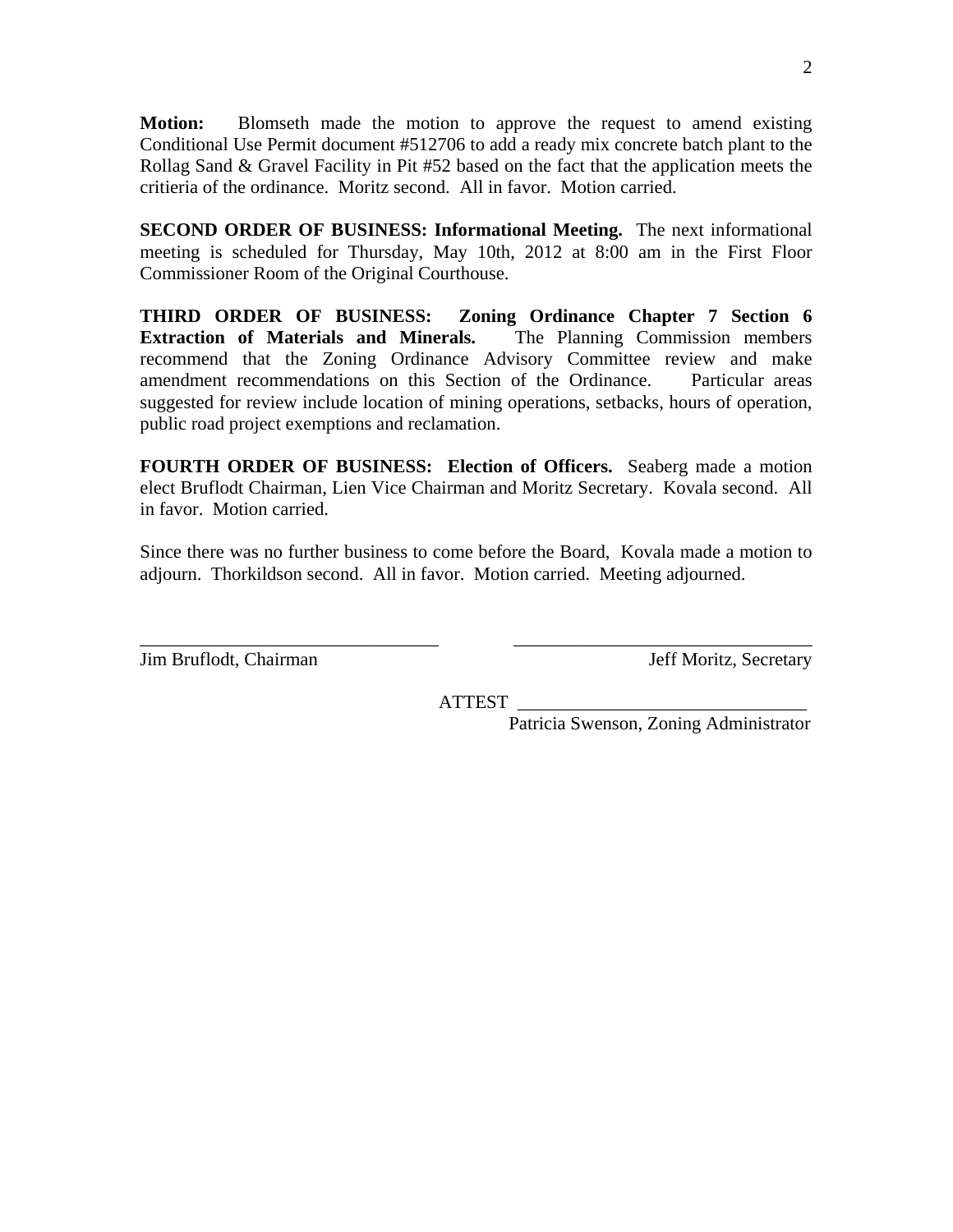**Motion:** Blomseth made the motion to approve the request to amend existing Conditional Use Permit document #512706 to add a ready mix concrete batch plant to the Rollag Sand & Gravel Facility in Pit #52 based on the fact that the application meets the critieria of the ordinance. Moritz second. All in favor. Motion carried.

**SECOND ORDER OF BUSINESS: Informational Meeting.** The next informational meeting is scheduled for Thursday, May 10th, 2012 at 8:00 am in the First Floor Commissioner Room of the Original Courthouse.

**THIRD ORDER OF BUSINESS: Zoning Ordinance Chapter 7 Section 6 Extraction of Materials and Minerals.** The Planning Commission members recommend that the Zoning Ordinance Advisory Committee review and make amendment recommendations on this Section of the Ordinance. Particular areas suggested for review include location of mining operations, setbacks, hours of operation, public road project exemptions and reclamation.

**FOURTH ORDER OF BUSINESS: Election of Officers.** Seaberg made a motion elect Bruflodt Chairman, Lien Vice Chairman and Moritz Secretary. Kovala second. All in favor. Motion carried.

Since there was no further business to come before the Board, Kovala made a motion to adjourn. Thorkildson second. All in favor. Motion carried. Meeting adjourned.

\_\_\_\_\_\_\_\_\_\_\_\_\_\_\_\_\_\_\_\_\_\_\_\_\_\_\_\_\_\_\_\_ \_\_\_\_\_\_\_\_\_\_\_\_\_\_\_\_\_\_\_\_\_\_\_\_\_\_\_\_\_\_\_\_
Jim Bruflodt, Chairman Jeff Moritz, Secretary

ATTEST \_\_\_\_\_\_\_\_\_\_\_\_\_\_\_\_\_\_\_\_\_\_\_\_\_\_\_\_\_\_\_
Patricia Swenson, Zoning Administrator